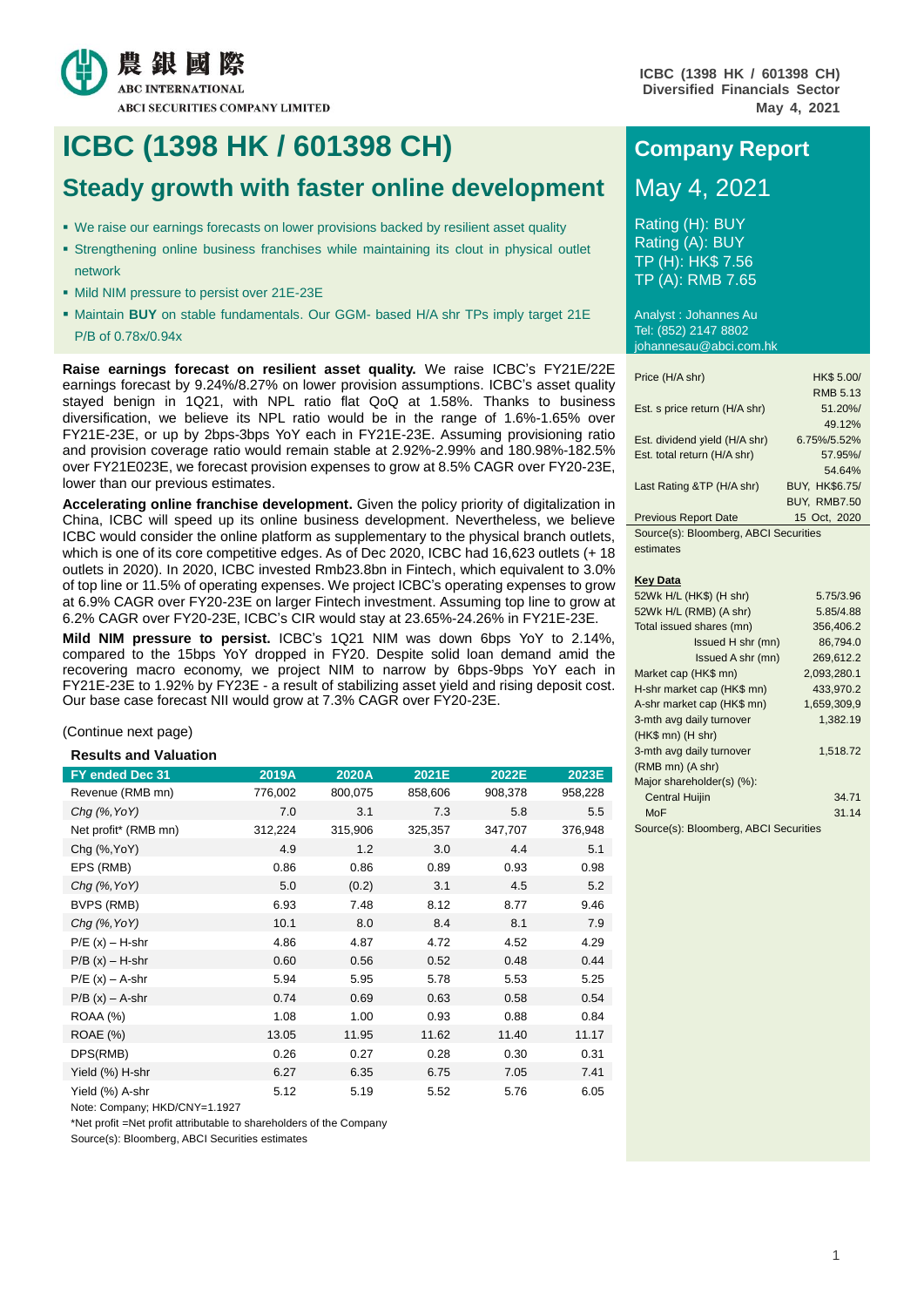農銀國際
ABC INTERNATIONAL
ABCI SECURITIES COMPANY LIMITED

ICBC (1398 HK / 601398 CH)
Diversified Financials Sector
May 4, 2021

# ICBC (1398 HK / 601398 CH)

## Steady growth with faster online development

- We raise our earnings forecasts on lower provisions backed by resilient asset quality
- Strengthening online business franchises while maintaining its clout in physical outlet network
- Mild NIM pressure to persist over 21E-23E
- Maintain **BUY** on stable fundamentals. Our GGM- based H/A shr TPs imply target 21E P/B of 0.78x/0.94x

**Raise earnings forecast on resilient asset quality.** We raise ICBC's FY21E/22E earnings forecast by 9.24%/8.27% on lower provision assumptions. ICBC's asset quality stayed benign in 1Q21, with NPL ratio flat QoQ at 1.58%. Thanks to business diversification, we believe its NPL ratio would be in the range of 1.6%-1.65% over FY21E-23E, or up by 2bps-3bps YoY each in FY21E-23E. Assuming provisioning ratio and provision coverage ratio would remain stable at 2.92%-2.99% and 180.98%-182.5% over FY21E023E, we forecast provision expenses to grow at 8.5% CAGR over FY20-23E, lower than our previous estimates.

**Accelerating online franchise development.** Given the policy priority of digitalization in China, ICBC will speed up its online business development. Nevertheless, we believe ICBC would consider the online platform as supplementary to the physical branch outlets, which is one of its core competitive edges. As of Dec 2020, ICBC had 16,623 outlets (+ 18 outlets in 2020). In 2020, ICBC invested Rmb23.8bn in Fintech, which equivalent to 3.0% of top line or 11.5% of operating expenses. We project ICBC's operating expenses to grow at 6.9% CAGR over FY20-23E on larger Fintech investment. Assuming top line to grow at 6.2% CAGR over FY20-23E, ICBC's CIR would stay at 23.65%-24.26% in FY21E-23E.

**Mild NIM pressure to persist.** ICBC's 1Q21 NIM was down 6bps YoY to 2.14%, compared to the 15bps YoY dropped in FY20. Despite solid loan demand amid the recovering macro economy, we project NIM to narrow by 6bps-9bps YoY each in FY21E-23E to 1.92% by FY23E - a result of stabilizing asset yield and rising deposit cost. Our base case forecast NII would grow at 7.3% CAGR over FY20-23E.

(Continue next page)

### Results and Valuation

| FY ended Dec 31 | 2019A | 2020A | 2021E | 2022E | 2023E |
|---|---|---|---|---|---|
| Revenue (RMB mn) | 776,002 | 800,075 | 858,606 | 908,378 | 958,228 |
| *Chg (%,YoY)* | 7.0 | 3.1 | 7.3 | 5.8 | 5.5 |
| Net profit* (RMB mn) | 312,224 | 315,906 | 325,357 | 347,707 | 376,948 |
| Chg (%,YoY) | 4.9 | 1.2 | 3.0 | 4.4 | 5.1 |
| EPS (RMB) | 0.86 | 0.86 | 0.89 | 0.93 | 0.98 |
| *Chg (%,YoY)* | 5.0 | (0.2) | 3.1 | 4.5 | 5.2 |
| BVPS (RMB) | 6.93 | 7.48 | 8.12 | 8.77 | 9.46 |
| *Chg (%,YoY)* | 10.1 | 8.0 | 8.4 | 8.1 | 7.9 |
| P/E (x) – H-shr | 4.86 | 4.87 | 4.72 | 4.52 | 4.29 |
| P/B (x) – H-shr | 0.60 | 0.56 | 0.52 | 0.48 | 0.44 |
| P/E (x) – A-shr | 5.94 | 5.95 | 5.78 | 5.53 | 5.25 |
| P/B (x) – A-shr | 0.74 | 0.69 | 0.63 | 0.58 | 0.54 |
| ROAA (%) | 1.08 | 1.00 | 0.93 | 0.88 | 0.84 |
| ROAE (%) | 13.05 | 11.95 | 11.62 | 11.40 | 11.17 |
| DPS(RMB) | 0.26 | 0.27 | 0.28 | 0.30 | 0.31 |
| Yield (%) H-shr | 6.27 | 6.35 | 6.75 | 7.05 | 7.41 |
| Yield (%) A-shr | 5.12 | 5.19 | 5.52 | 5.76 | 6.05 |

Note: Company; HKD/CNY=1.1927

*Net profit =Net profit attributable to shareholders of the Company

Source(s): Bloomberg, ABCI Securities estimates

## Company Report

May 4, 2021

Rating (H): BUY
Rating (A): BUY
TP (H): HK$ 7.56
TP (A): RMB 7.65

Analyst : Johannes Au
Tel: (852) 2147 8802
johannesau@abci.com.hk

| | |
|---|---|
| Price (H/A shr) | HK$ 5.00/ RMB 5.13 |
| Est. s price return (H/A shr) | 51.20%/ 49.12% |
| Est. dividend yield (H/A shr) | 6.75%/5.52% |
| Est. total return (H/A shr) | 57.95%/ 54.64% |
| Last Rating &TP (H/A shr) | BUY, HK$6.75/ BUY, RMB7.50 |
| Previous Report Date | 15 Oct, 2020 |

Source(s): Bloomberg, ABCI Securities estimates

**Key Data**

| | |
|---|---|
| 52Wk H/L (HK$) (H shr) | 5.75/3.96 |
| 52Wk H/L (RMB) (A shr) | 5.85/4.88 |
| Total issued shares (mn) | 356,406.2 |
| Issued H shr (mn) | 86,794.0 |
| Issued A shr (mn) | 269,612.2 |
| Market cap (HK$ mn) | 2,093,280.1 |
| H-shr market cap (HK$ mn) | 433,970.2 |
| A-shr market cap (HK$ mn) | 1,659,309,9 |
| 3-mth avg daily turnover (HK$ mn) (H shr) | 1,382.19 |
| 3-mth avg daily turnover (RMB mn) (A shr) | 1,518.72 |
| Major shareholder(s) (%): | |
| Central Huijin | 34.71 |
| MoF | 31.14 |

Source(s): Bloomberg, ABCI Securities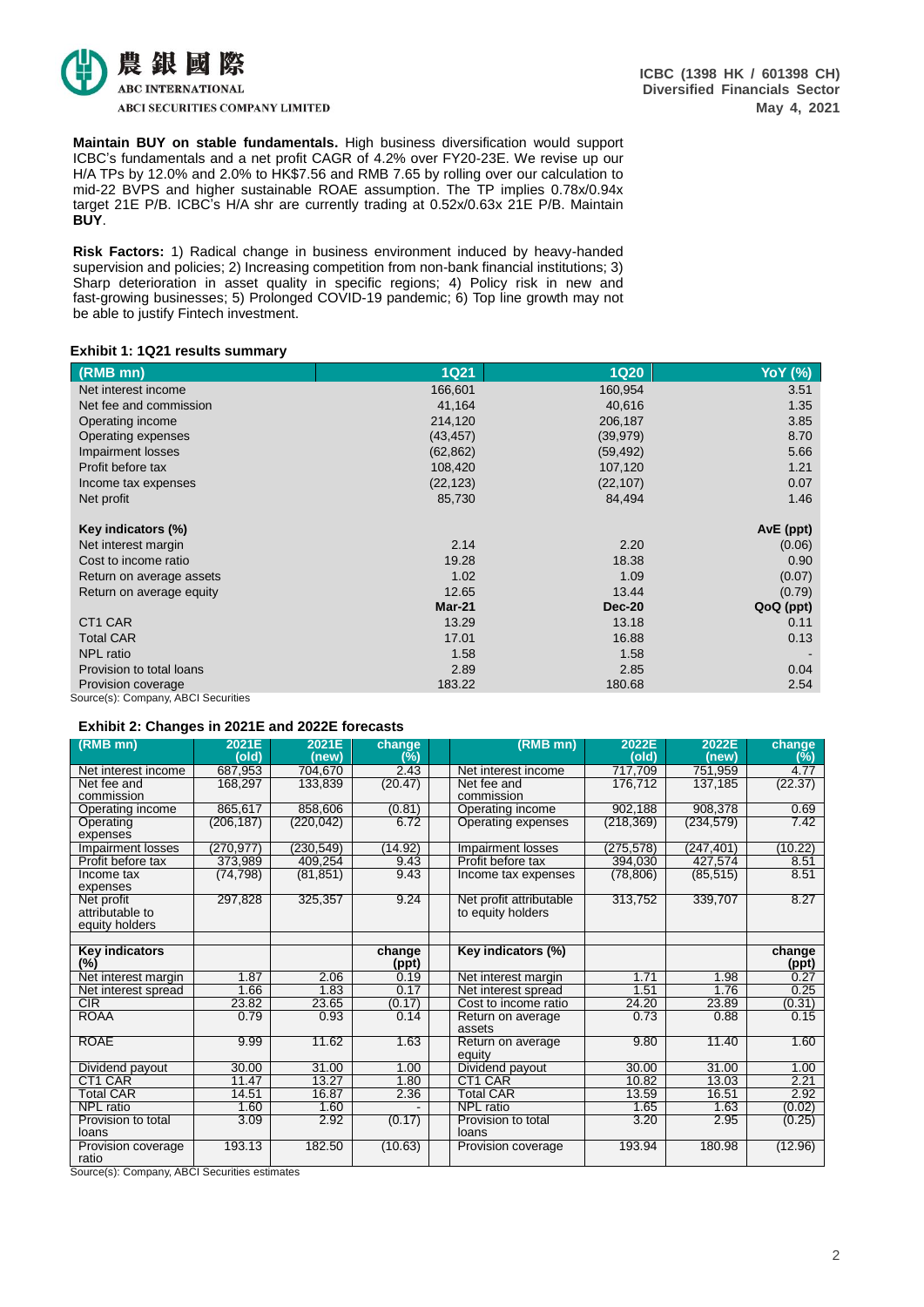**Maintain BUY on stable fundamentals.** High business diversification would support ICBC's fundamentals and a net profit CAGR of 4.2% over FY20-23E. We revise up our H/A TPs by 12.0% and 2.0% to HK$7.56 and RMB 7.65 by rolling over our calculation to mid-22 BVPS and higher sustainable ROAE assumption. The TP implies 0.78x/0.94x target 21E P/B. ICBC's H/A shr are currently trading at 0.52x/0.63x 21E P/B. Maintain **BUY**.

**Risk Factors:** 1) Radical change in business environment induced by heavy-handed supervision and policies; 2) Increasing competition from non-bank financial institutions; 3) Sharp deterioration in asset quality in specific regions; 4) Policy risk in new and fast-growing businesses; 5) Prolonged COVID-19 pandemic; 6) Top line growth may not be able to justify Fintech investment.

**Exhibit 1: 1Q21 results summary**

| (RMB mn) | 1Q21 | 1Q20 | YoY (%) |
|---|---|---|---|
| Net interest income | 166,601 | 160,954 | 3.51 |
| Net fee and commission | 41,164 | 40,616 | 1.35 |
| Operating income | 214,120 | 206,187 | 3.85 |
| Operating expenses | (43,457) | (39,979) | 8.70 |
| Impairment losses | (62,862) | (59,492) | 5.66 |
| Profit before tax | 108,420 | 107,120 | 1.21 |
| Income tax expenses | (22,123) | (22,107) | 0.07 |
| Net profit | 85,730 | 84,494 | 1.46 |
| | | | |
| **Key indicators (%)** | | | **AvE (ppt)** |
| Net interest margin | 2.14 | 2.20 | (0.06) |
| Cost to income ratio | 19.28 | 18.38 | 0.90 |
| Return on average assets | 1.02 | 1.09 | (0.07) |
| Return on average equity | 12.65 | 13.44 | (0.79) |
| | **Mar-21** | **Dec-20** | **QoQ (ppt)** |
| CT1 CAR | 13.29 | 13.18 | 0.11 |
| Total CAR | 17.01 | 16.88 | 0.13 |
| NPL ratio | 1.58 | 1.58 | - |
| Provision to total loans | 2.89 | 2.85 | 0.04 |
| Provision coverage | 183.22 | 180.68 | 2.54 |

Source(s): Company, ABCI Securities

**Exhibit 2: Changes in 2021E and 2022E forecasts**

| (RMB mn) | 2021E (old) | 2021E (new) | change (%) | (RMB mn) | 2022E (old) | 2022E (new) | change (%) |
|---|---|---|---|---|---|---|---|
| Net interest income | 687,953 | 704,670 | 2.43 | Net interest income | 717,709 | 751,959 | 4.77 |
| Net fee and commission | 168,297 | 133,839 | (20.47) | Net fee and commission | 176,712 | 137,185 | (22.37) |
| Operating income | 865,617 | 858,606 | (0.81) | Operating income | 902,188 | 908,378 | 0.69 |
| Operating expenses | (206,187) | (220,042) | 6.72 | Operating expenses | (218,369) | (234,579) | 7.42 |
| Impairment losses | (270,977) | (230,549) | (14.92) | Impairment losses | (275,578) | (247,401) | (10.22) |
| Profit before tax | 373,989 | 409,254 | 9.43 | Profit before tax | 394,030 | 427,574 | 8.51 |
| Income tax expenses | (74,798) | (81,851) | 9.43 | Income tax expenses | (78,806) | (85,515) | 8.51 |
| Net profit attributable to equity holders | 297,828 | 325,357 | 9.24 | Net profit attributable to equity holders | 313,752 | 339,707 | 8.27 |
| | | | | | | | |
| **Key indicators (%)** | | | **change (ppt)** | **Key indicators (%)** | | | **change (ppt)** |
| Net interest margin | 1.87 | 2.06 | 0.19 | Net interest margin | 1.71 | 1.98 | 0.27 |
| Net interest spread | 1.66 | 1.83 | 0.17 | Net interest spread | 1.51 | 1.76 | 0.25 |
| CIR | 23.82 | 23.65 | (0.17) | Cost to income ratio | 24.20 | 23.89 | (0.31) |
| ROAA | 0.79 | 0.93 | 0.14 | Return on average assets | 0.73 | 0.88 | 0.15 |
| ROAE | 9.99 | 11.62 | 1.63 | Return on average equity | 9.80 | 11.40 | 1.60 |
| Dividend payout | 30.00 | 31.00 | 1.00 | Dividend payout | 30.00 | 31.00 | 1.00 |
| CT1 CAR | 11.47 | 13.27 | 1.80 | CT1 CAR | 10.82 | 13.03 | 2.21 |
| Total CAR | 14.51 | 16.87 | 2.36 | Total CAR | 13.59 | 16.51 | 2.92 |
| NPL ratio | 1.60 | 1.60 | - | NPL ratio | 1.65 | 1.63 | (0.02) |
| Provision to total loans | 3.09 | 2.92 | (0.17) | Provision to total loans | 3.20 | 2.95 | (0.25) |
| Provision coverage ratio | 193.13 | 182.50 | (10.63) | Provision coverage | 193.94 | 180.98 | (12.96) |

Source(s): Company, ABCI Securities estimates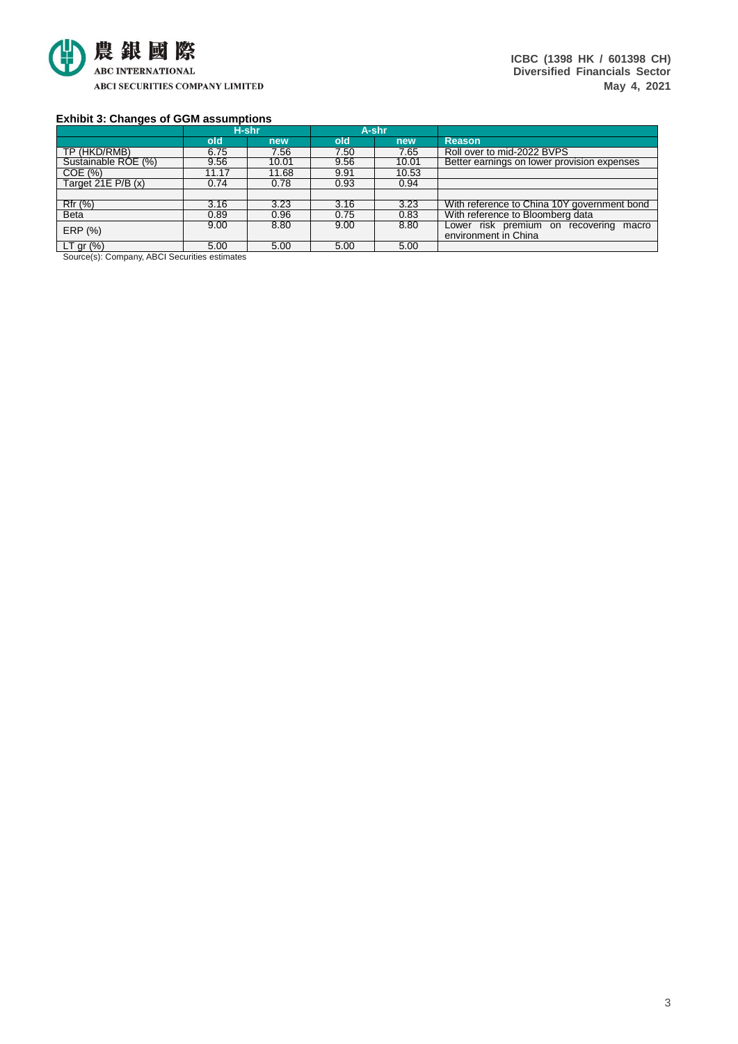**Exhibit 3: Changes of GGM assumptions**

| | H-shr | | A-shr | | |
|---|---|---|---|---|---|
| | old | new | old | new | Reason |
| TP (HKD/RMB) | 6.75 | 7.56 | 7.50 | 7.65 | Roll over to mid-2022 BVPS |
| Sustainable ROE (%) | 9.56 | 10.01 | 9.56 | 10.01 | Better earnings on lower provision expenses |
| COE (%) | 11.17 | 11.68 | 9.91 | 10.53 | |
| Target 21E P/B (x) | 0.74 | 0.78 | 0.93 | 0.94 | |
| | | | | | |
| Rfr (%) | 3.16 | 3.23 | 3.16 | 3.23 | With reference to China 10Y government bond |
| Beta | 0.89 | 0.96 | 0.75 | 0.83 | With reference to Bloomberg data |
| ERP (%) | 9.00 | 8.80 | 9.00 | 8.80 | Lower risk premium on recovering macro environment in China |
| LT gr (%) | 5.00 | 5.00 | 5.00 | 5.00 | |

Source(s): Company, ABCI Securities estimates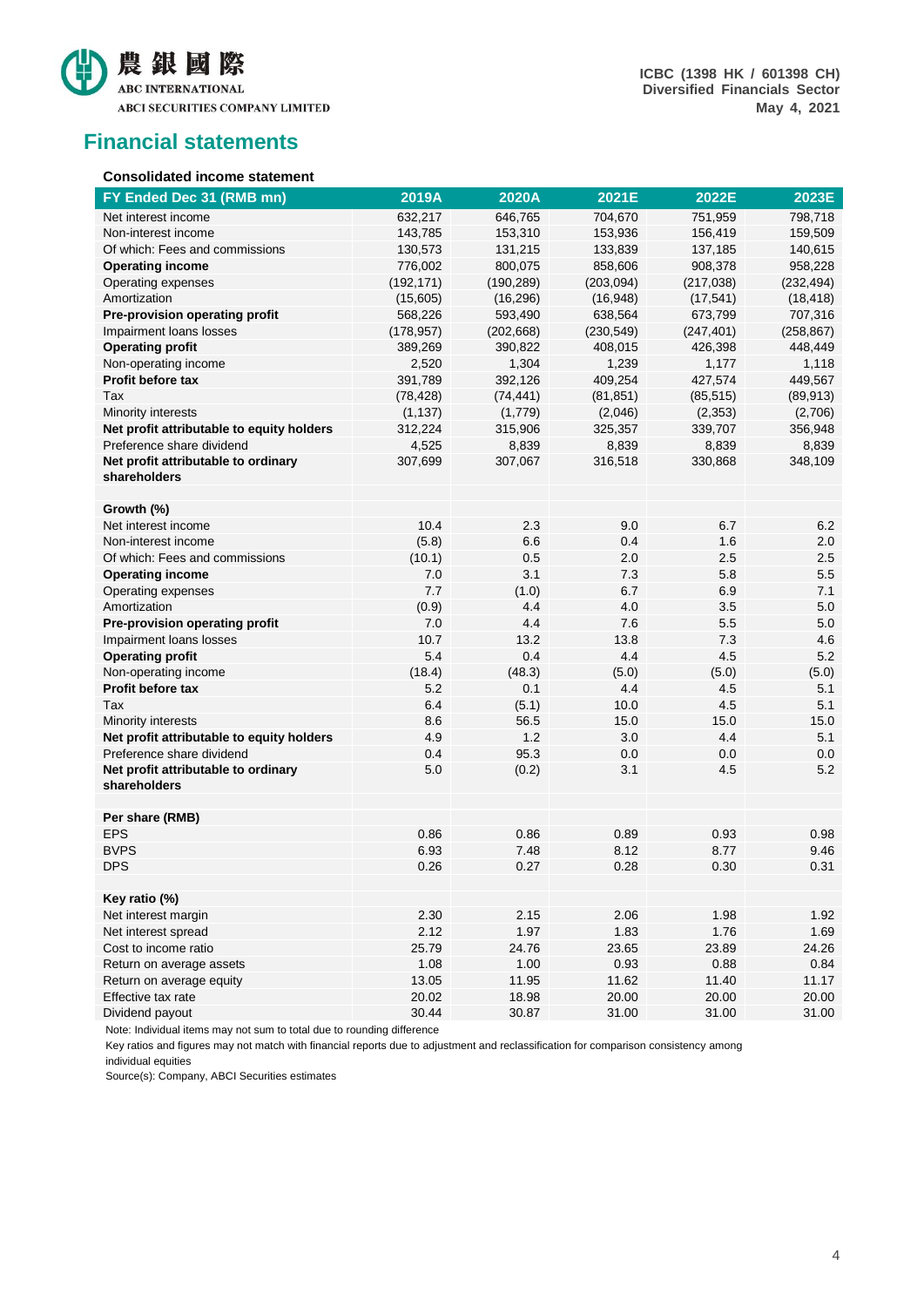## Financial statements

### Consolidated income statement

| FY Ended Dec 31 (RMB mn) | 2019A | 2020A | 2021E | 2022E | 2023E |
|---|---|---|---|---|---|
| Net interest income | 632,217 | 646,765 | 704,670 | 751,959 | 798,718 |
| Non-interest income | 143,785 | 153,310 | 153,936 | 156,419 | 159,509 |
| Of which: Fees and commissions | 130,573 | 131,215 | 133,839 | 137,185 | 140,615 |
| **Operating income** | 776,002 | 800,075 | 858,606 | 908,378 | 958,228 |
| Operating expenses | (192,171) | (190,289) | (203,094) | (217,038) | (232,494) |
| Amortization | (15,605) | (16,296) | (16,948) | (17,541) | (18,418) |
| **Pre-provision operating profit** | 568,226 | 593,490 | 638,564 | 673,799 | 707,316 |
| Impairment loans losses | (178,957) | (202,668) | (230,549) | (247,401) | (258,867) |
| **Operating profit** | 389,269 | 390,822 | 408,015 | 426,398 | 448,449 |
| Non-operating income | 2,520 | 1,304 | 1,239 | 1,177 | 1,118 |
| **Profit before tax** | 391,789 | 392,126 | 409,254 | 427,574 | 449,567 |
| Tax | (78,428) | (74,441) | (81,851) | (85,515) | (89,913) |
| Minority interests | (1,137) | (1,779) | (2,046) | (2,353) | (2,706) |
| **Net profit attributable to equity holders** | 312,224 | 315,906 | 325,357 | 339,707 | 356,948 |
| Preference share dividend | 4,525 | 8,839 | 8,839 | 8,839 | 8,839 |
| **Net profit attributable to ordinary shareholders** | 307,699 | 307,067 | 316,518 | 330,868 | 348,109 |
| | | | | | |
| **Growth (%)** | | | | | |
| Net interest income | 10.4 | 2.3 | 9.0 | 6.7 | 6.2 |
| Non-interest income | (5.8) | 6.6 | 0.4 | 1.6 | 2.0 |
| Of which: Fees and commissions | (10.1) | 0.5 | 2.0 | 2.5 | 2.5 |
| **Operating income** | 7.0 | 3.1 | 7.3 | 5.8 | 5.5 |
| Operating expenses | 7.7 | (1.0) | 6.7 | 6.9 | 7.1 |
| Amortization | (0.9) | 4.4 | 4.0 | 3.5 | 5.0 |
| **Pre-provision operating profit** | 7.0 | 4.4 | 7.6 | 5.5 | 5.0 |
| Impairment loans losses | 10.7 | 13.2 | 13.8 | 7.3 | 4.6 |
| **Operating profit** | 5.4 | 0.4 | 4.4 | 4.5 | 5.2 |
| Non-operating income | (18.4) | (48.3) | (5.0) | (5.0) | (5.0) |
| **Profit before tax** | 5.2 | 0.1 | 4.4 | 4.5 | 5.1 |
| Tax | 6.4 | (5.1) | 10.0 | 4.5 | 5.1 |
| Minority interests | 8.6 | 56.5 | 15.0 | 15.0 | 15.0 |
| **Net profit attributable to equity holders** | 4.9 | 1.2 | 3.0 | 4.4 | 5.1 |
| Preference share dividend | 0.4 | 95.3 | 0.0 | 0.0 | 0.0 |
| **Net profit attributable to ordinary shareholders** | 5.0 | (0.2) | 3.1 | 4.5 | 5.2 |
| | | | | | |
| **Per share (RMB)** | | | | | |
| EPS | 0.86 | 0.86 | 0.89 | 0.93 | 0.98 |
| BVPS | 6.93 | 7.48 | 8.12 | 8.77 | 9.46 |
| DPS | 0.26 | 0.27 | 0.28 | 0.30 | 0.31 |
| | | | | | |
| **Key ratio (%)** | | | | | |
| Net interest margin | 2.30 | 2.15 | 2.06 | 1.98 | 1.92 |
| Net interest spread | 2.12 | 1.97 | 1.83 | 1.76 | 1.69 |
| Cost to income ratio | 25.79 | 24.76 | 23.65 | 23.89 | 24.26 |
| Return on average assets | 1.08 | 1.00 | 0.93 | 0.88 | 0.84 |
| Return on average equity | 13.05 | 11.95 | 11.62 | 11.40 | 11.17 |
| Effective tax rate | 20.02 | 18.98 | 20.00 | 20.00 | 20.00 |
| Dividend payout | 30.44 | 30.87 | 31.00 | 31.00 | 31.00 |

Note: Individual items may not sum to total due to rounding difference

Key ratios and figures may not match with financial reports due to adjustment and reclassification for comparison consistency among individual equities

Source(s): Company, ABCI Securities estimates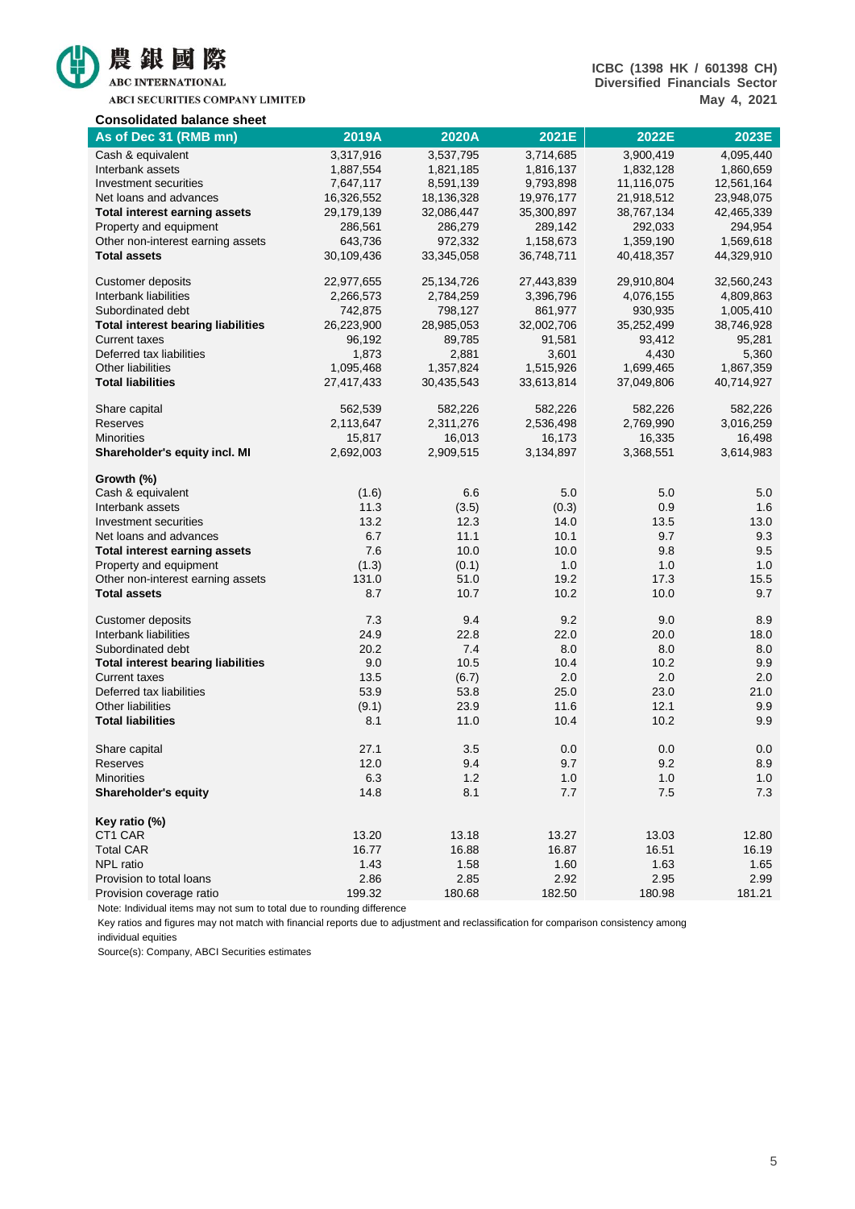**Consolidated balance sheet**

| As of Dec 31 (RMB mn) | 2019A | 2020A | 2021E | 2022E | 2023E |
|---|---|---|---|---|---|
| Cash & equivalent | 3,317,916 | 3,537,795 | 3,714,685 | 3,900,419 | 4,095,440 |
| Interbank assets | 1,887,554 | 1,821,185 | 1,816,137 | 1,832,128 | 1,860,659 |
| Investment securities | 7,647,117 | 8,591,139 | 9,793,898 | 11,116,075 | 12,561,164 |
| Net loans and advances | 16,326,552 | 18,136,328 | 19,976,177 | 21,918,512 | 23,948,075 |
| **Total interest earning assets** | 29,179,139 | 32,086,447 | 35,300,897 | 38,767,134 | 42,465,339 |
| Property and equipment | 286,561 | 286,279 | 289,142 | 292,033 | 294,954 |
| Other non-interest earning assets | 643,736 | 972,332 | 1,158,673 | 1,359,190 | 1,569,618 |
| **Total assets** | 30,109,436 | 33,345,058 | 36,748,711 | 40,418,357 | 44,329,910 |
| | | | | | |
| Customer deposits | 22,977,655 | 25,134,726 | 27,443,839 | 29,910,804 | 32,560,243 |
| Interbank liabilities | 2,266,573 | 2,784,259 | 3,396,796 | 4,076,155 | 4,809,863 |
| Subordinated debt | 742,875 | 798,127 | 861,977 | 930,935 | 1,005,410 |
| **Total interest bearing liabilities** | 26,223,900 | 28,985,053 | 32,002,706 | 35,252,499 | 38,746,928 |
| Current taxes | 96,192 | 89,785 | 91,581 | 93,412 | 95,281 |
| Deferred tax liabilities | 1,873 | 2,881 | 3,601 | 4,430 | 5,360 |
| Other liabilities | 1,095,468 | 1,357,824 | 1,515,926 | 1,699,465 | 1,867,359 |
| **Total liabilities** | 27,417,433 | 30,435,543 | 33,613,814 | 37,049,806 | 40,714,927 |
| | | | | | |
| Share capital | 562,539 | 582,226 | 582,226 | 582,226 | 582,226 |
| Reserves | 2,113,647 | 2,311,276 | 2,536,498 | 2,769,990 | 3,016,259 |
| Minorities | 15,817 | 16,013 | 16,173 | 16,335 | 16,498 |
| **Shareholder's equity incl. MI** | 2,692,003 | 2,909,515 | 3,134,897 | 3,368,551 | 3,614,983 |
| | | | | | |
| **Growth (%)** | | | | | |
| Cash & equivalent | (1.6) | 6.6 | 5.0 | 5.0 | 5.0 |
| Interbank assets | 11.3 | (3.5) | (0.3) | 0.9 | 1.6 |
| Investment securities | 13.2 | 12.3 | 14.0 | 13.5 | 13.0 |
| Net loans and advances | 6.7 | 11.1 | 10.1 | 9.7 | 9.3 |
| **Total interest earning assets** | 7.6 | 10.0 | 10.0 | 9.8 | 9.5 |
| Property and equipment | (1.3) | (0.1) | 1.0 | 1.0 | 1.0 |
| Other non-interest earning assets | 131.0 | 51.0 | 19.2 | 17.3 | 15.5 |
| **Total assets** | 8.7 | 10.7 | 10.2 | 10.0 | 9.7 |
| | | | | | |
| Customer deposits | 7.3 | 9.4 | 9.2 | 9.0 | 8.9 |
| Interbank liabilities | 24.9 | 22.8 | 22.0 | 20.0 | 18.0 |
| Subordinated debt | 20.2 | 7.4 | 8.0 | 8.0 | 8.0 |
| **Total interest bearing liabilities** | 9.0 | 10.5 | 10.4 | 10.2 | 9.9 |
| Current taxes | 13.5 | (6.7) | 2.0 | 2.0 | 2.0 |
| Deferred tax liabilities | 53.9 | 53.8 | 25.0 | 23.0 | 21.0 |
| Other liabilities | (9.1) | 23.9 | 11.6 | 12.1 | 9.9 |
| **Total liabilities** | 8.1 | 11.0 | 10.4 | 10.2 | 9.9 |
| | | | | | |
| Share capital | 27.1 | 3.5 | 0.0 | 0.0 | 0.0 |
| Reserves | 12.0 | 9.4 | 9.7 | 9.2 | 8.9 |
| Minorities | 6.3 | 1.2 | 1.0 | 1.0 | 1.0 |
| **Shareholder's equity** | 14.8 | 8.1 | 7.7 | 7.5 | 7.3 |
| | | | | | |
| **Key ratio (%)** | | | | | |
| CT1 CAR | 13.20 | 13.18 | 13.27 | 13.03 | 12.80 |
| Total CAR | 16.77 | 16.88 | 16.87 | 16.51 | 16.19 |
| NPL ratio | 1.43 | 1.58 | 1.60 | 1.63 | 1.65 |
| Provision to total loans | 2.86 | 2.85 | 2.92 | 2.95 | 2.99 |
| Provision coverage ratio | 199.32 | 180.68 | 182.50 | 180.98 | 181.21 |

Note: Individual items may not sum to total due to rounding difference

Key ratios and figures may not match with financial reports due to adjustment and reclassification for comparison consistency among individual equities

Source(s): Company, ABCI Securities estimates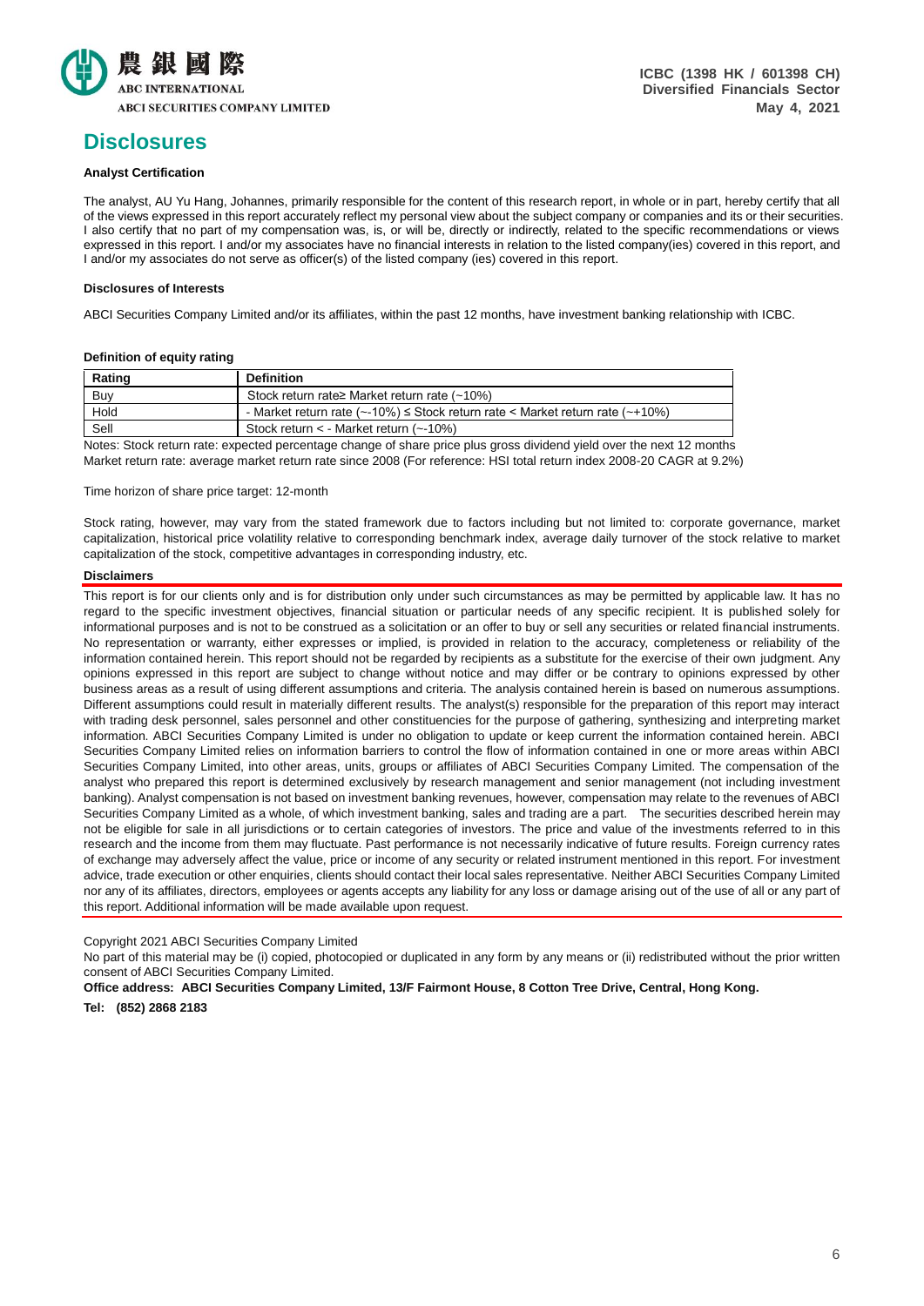# Disclosures

**Analyst Certification**

The analyst, AU Yu Hang, Johannes, primarily responsible for the content of this research report, in whole or in part, hereby certify that all of the views expressed in this report accurately reflect my personal view about the subject company or companies and its or their securities. I also certify that no part of my compensation was, is, or will be, directly or indirectly, related to the specific recommendations or views expressed in this report. I and/or my associates have no financial interests in relation to the listed company(ies) covered in this report, and I and/or my associates do not serve as officer(s) of the listed company (ies) covered in this report.

**Disclosures of Interests**

ABCI Securities Company Limited and/or its affiliates, within the past 12 months, have investment banking relationship with ICBC.

**Definition of equity rating**

| Rating | Definition |
|---|---|
| Buy | Stock return rate≥ Market return rate (~10%) |
| Hold | - Market return rate (~-10%) ≤ Stock return rate < Market return rate (~+10%) |
| Sell | Stock return < - Market return (~-10%) |

Notes: Stock return rate: expected percentage change of share price plus gross dividend yield over the next 12 months
Market return rate: average market return rate since 2008 (For reference: HSI total return index 2008-20 CAGR at 9.2%)

Time horizon of share price target: 12-month

Stock rating, however, may vary from the stated framework due to factors including but not limited to: corporate governance, market capitalization, historical price volatility relative to corresponding benchmark index, average daily turnover of the stock relative to market capitalization of the stock, competitive advantages in corresponding industry, etc.

**Disclaimers**

This report is for our clients only and is for distribution only under such circumstances as may be permitted by applicable law. It has no regard to the specific investment objectives, financial situation or particular needs of any specific recipient. It is published solely for informational purposes and is not to be construed as a solicitation or an offer to buy or sell any securities or related financial instruments. No representation or warranty, either expresses or implied, is provided in relation to the accuracy, completeness or reliability of the information contained herein. This report should not be regarded by recipients as a substitute for the exercise of their own judgment. Any opinions expressed in this report are subject to change without notice and may differ or be contrary to opinions expressed by other business areas as a result of using different assumptions and criteria. The analysis contained herein is based on numerous assumptions. Different assumptions could result in materially different results. The analyst(s) responsible for the preparation of this report may interact with trading desk personnel, sales personnel and other constituencies for the purpose of gathering, synthesizing and interpreting market information. ABCI Securities Company Limited is under no obligation to update or keep current the information contained herein. ABCI Securities Company Limited relies on information barriers to control the flow of information contained in one or more areas within ABCI Securities Company Limited, into other areas, units, groups or affiliates of ABCI Securities Company Limited. The compensation of the analyst who prepared this report is determined exclusively by research management and senior management (not including investment banking). Analyst compensation is not based on investment banking revenues, however, compensation may relate to the revenues of ABCI Securities Company Limited as a whole, of which investment banking, sales and trading are a part. The securities described herein may not be eligible for sale in all jurisdictions or to certain categories of investors. The price and value of the investments referred to in this research and the income from them may fluctuate. Past performance is not necessarily indicative of future results. Foreign currency rates of exchange may adversely affect the value, price or income of any security or related instrument mentioned in this report. For investment advice, trade execution or other enquiries, clients should contact their local sales representative. Neither ABCI Securities Company Limited nor any of its affiliates, directors, employees or agents accepts any liability for any loss or damage arising out of the use of all or any part of this report. Additional information will be made available upon request.

Copyright 2021 ABCI Securities Company Limited

No part of this material may be (i) copied, photocopied or duplicated in any form by any means or (ii) redistributed without the prior written consent of ABCI Securities Company Limited.

**Office address: ABCI Securities Company Limited, 13/F Fairmont House, 8 Cotton Tree Drive, Central, Hong Kong.**

**Tel: (852) 2868 2183**